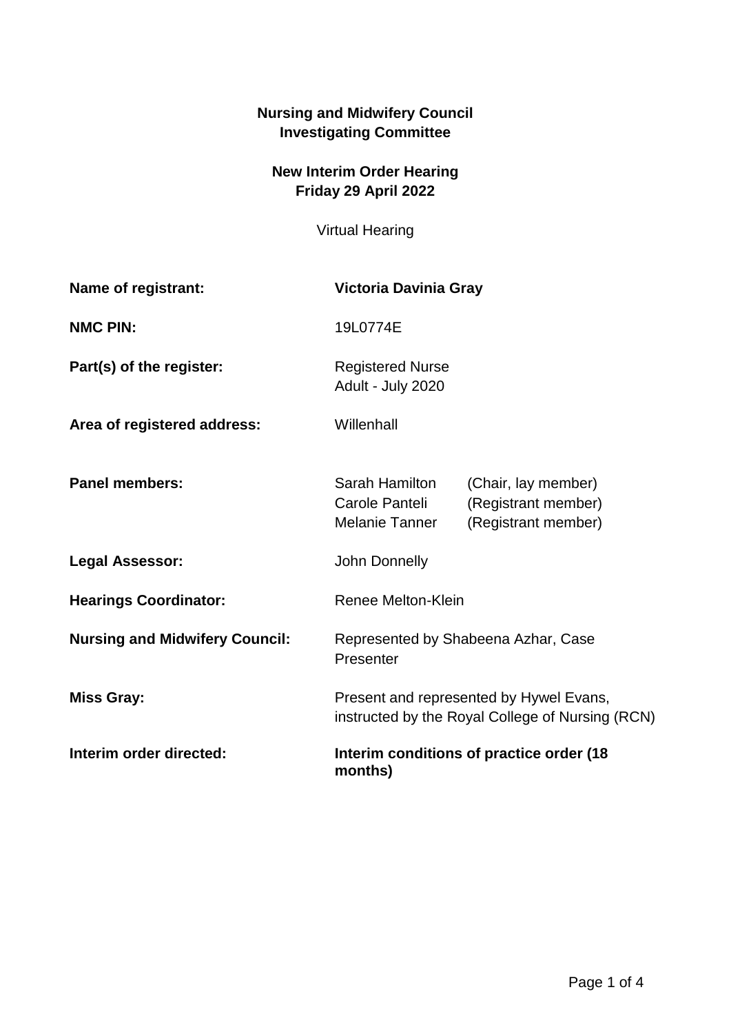**Nursing and Midwifery Council**
**Investigating Committee**

**New Interim Order Hearing**
**Friday 29 April 2022**

Virtual Hearing

| | | |
|---|---|---|
| **Name of registrant:** | **Victoria Davinia Gray** | |
| **NMC PIN:** | 19L0774E | |
| **Part(s) of the register:** | Registered Nurse<br>Adult - July 2020 | |
| **Area of registered address:** | Willenhall | |
| **Panel members:** | Sarah Hamilton<br>Carole Panteli<br>Melanie Tanner | (Chair, lay member)<br>(Registrant member)<br>(Registrant member) |
| **Legal Assessor:** | John Donnelly | |
| **Hearings Coordinator:** | Renee Melton-Klein | |
| **Nursing and Midwifery Council:** | Represented by Shabeena Azhar, Case Presenter | |
| **Miss Gray:** | Present and represented by Hywel Evans, instructed by the Royal College of Nursing (RCN) | |
| **Interim order directed:** | **Interim conditions of practice order (18 months)** | |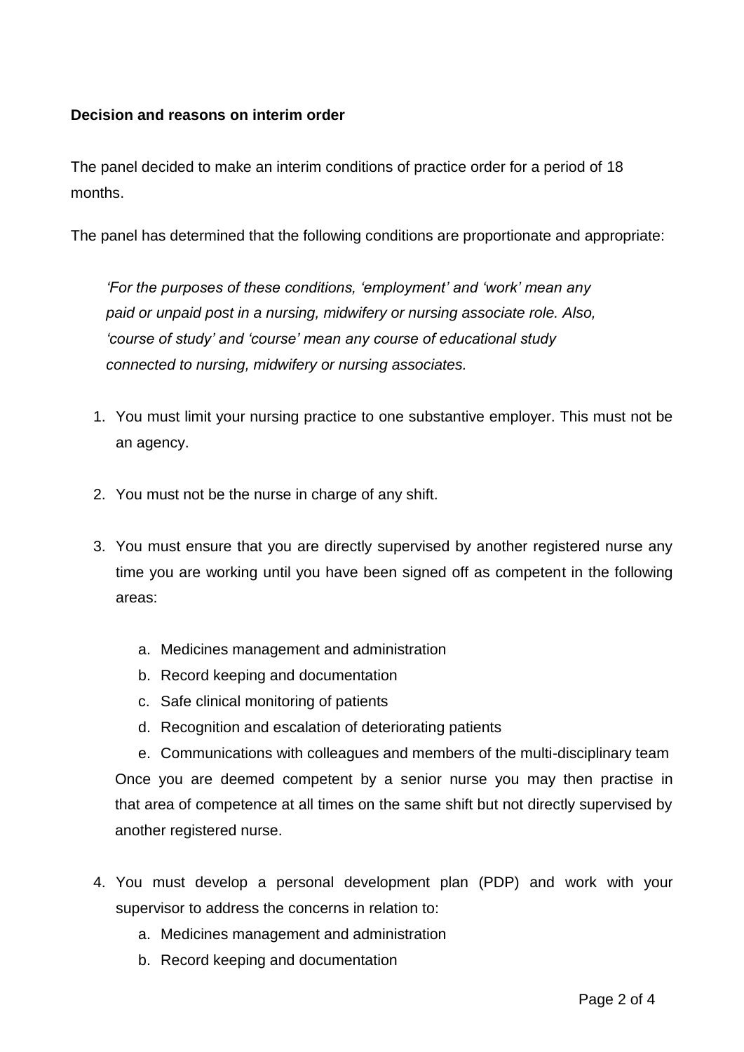**Decision and reasons on interim order**

The panel decided to make an interim conditions of practice order for a period of 18 months.

The panel has determined that the following conditions are proportionate and appropriate:

> *'For the purposes of these conditions, 'employment' and 'work' mean any paid or unpaid post in a nursing, midwifery or nursing associate role. Also, 'course of study' and 'course' mean any course of educational study connected to nursing, midwifery or nursing associates.*

1. You must limit your nursing practice to one substantive employer. This must not be an agency.

2. You must not be the nurse in charge of any shift.

3. You must ensure that you are directly supervised by another registered nurse any time you are working until you have been signed off as competent in the following areas:

   a. Medicines management and administration
   b. Record keeping and documentation
   c. Safe clinical monitoring of patients
   d. Recognition and escalation of deteriorating patients
   e. Communications with colleagues and members of the multi-disciplinary team

   Once you are deemed competent by a senior nurse you may then practise in that area of competence at all times on the same shift but not directly supervised by another registered nurse.

4. You must develop a personal development plan (PDP) and work with your supervisor to address the concerns in relation to:
   a. Medicines management and administration
   b. Record keeping and documentation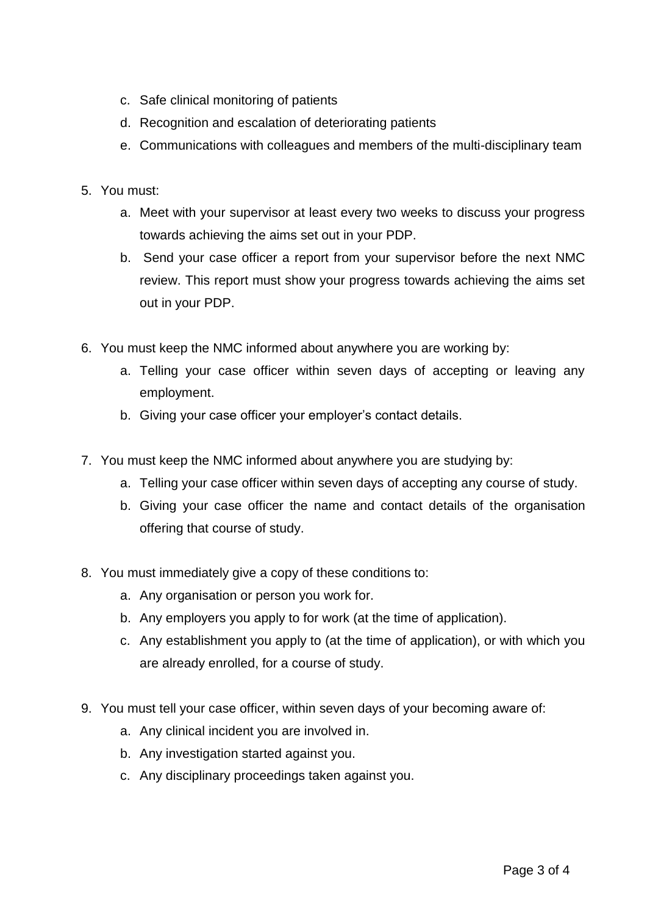c. Safe clinical monitoring of patients
   d. Recognition and escalation of deteriorating patients
   e. Communications with colleagues and members of the multi-disciplinary team

5. You must:
   a. Meet with your supervisor at least every two weeks to discuss your progress towards achieving the aims set out in your PDP.
   b. Send your case officer a report from your supervisor before the next NMC review. This report must show your progress towards achieving the aims set out in your PDP.

6. You must keep the NMC informed about anywhere you are working by:
   a. Telling your case officer within seven days of accepting or leaving any employment.
   b. Giving your case officer your employer's contact details.

7. You must keep the NMC informed about anywhere you are studying by:
   a. Telling your case officer within seven days of accepting any course of study.
   b. Giving your case officer the name and contact details of the organisation offering that course of study.

8. You must immediately give a copy of these conditions to:
   a. Any organisation or person you work for.
   b. Any employers you apply to for work (at the time of application).
   c. Any establishment you apply to (at the time of application), or with which you are already enrolled, for a course of study.

9. You must tell your case officer, within seven days of your becoming aware of:
   a. Any clinical incident you are involved in.
   b. Any investigation started against you.
   c. Any disciplinary proceedings taken against you.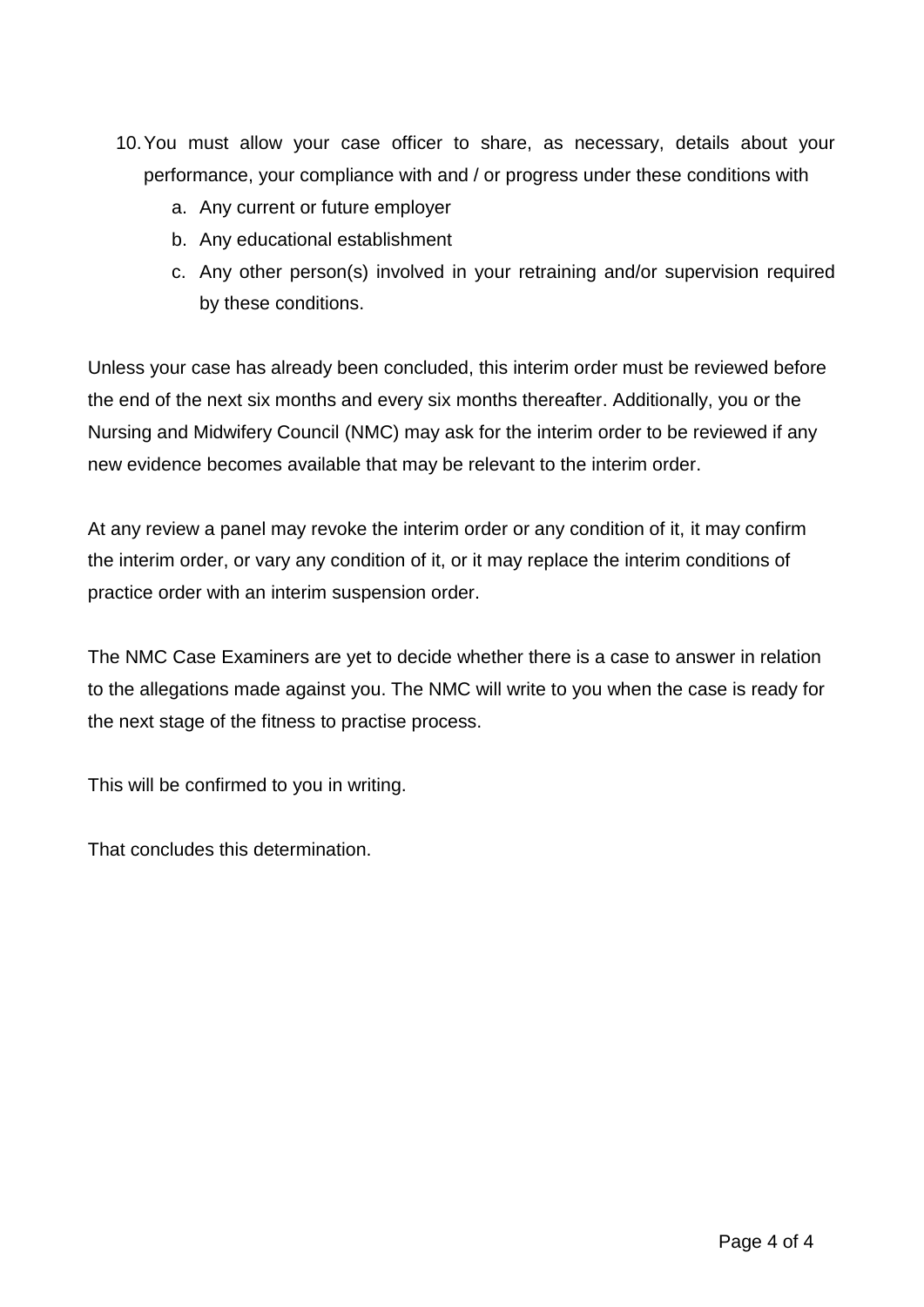10. You must allow your case officer to share, as necessary, details about your performance, your compliance with and / or progress under these conditions with
    a. Any current or future employer
    b. Any educational establishment
    c. Any other person(s) involved in your retraining and/or supervision required by these conditions.

Unless your case has already been concluded, this interim order must be reviewed before the end of the next six months and every six months thereafter. Additionally, you or the Nursing and Midwifery Council (NMC) may ask for the interim order to be reviewed if any new evidence becomes available that may be relevant to the interim order.

At any review a panel may revoke the interim order or any condition of it, it may confirm the interim order, or vary any condition of it, or it may replace the interim conditions of practice order with an interim suspension order.

The NMC Case Examiners are yet to decide whether there is a case to answer in relation to the allegations made against you. The NMC will write to you when the case is ready for the next stage of the fitness to practise process.

This will be confirmed to you in writing.

That concludes this determination.